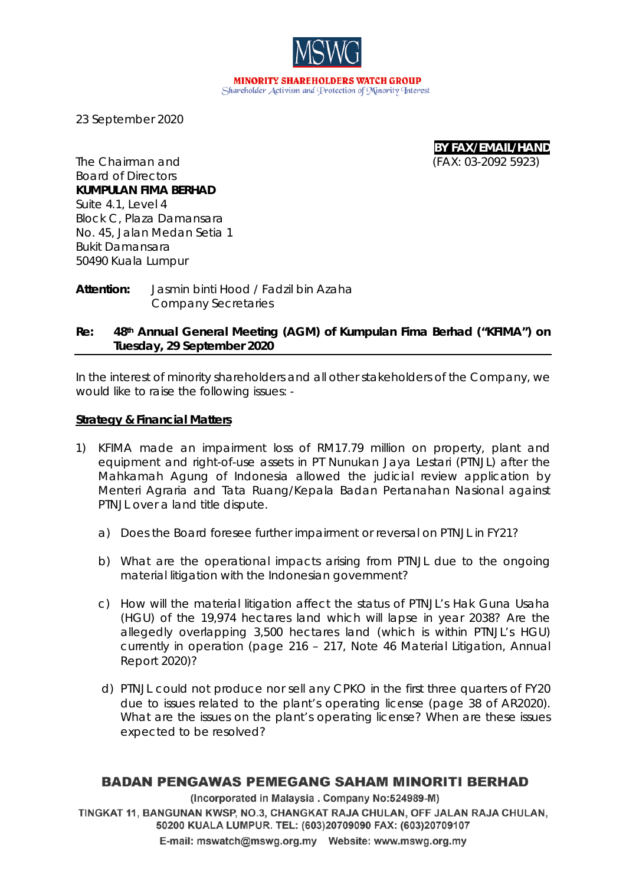MINORITY SHAREHOLDERS WATCH GROUP
Shareholder Activism and Protection of Minority Interest

23 September 2020

**BY FAX/EMAIL/HAND**
(FAX: 03-2092 5923)

The Chairman and
Board of Directors
**KUMPULAN FIMA BERHAD**
Suite 4.1, Level 4
Block C, Plaza Damansara
No. 45, Jalan Medan Setia 1
Bukit Damansara
50490 Kuala Lumpur

**Attention:** Jasmin binti Hood / Fadzil bin Azaha
Company Secretaries

**Re: 48th Annual General Meeting (AGM) of Kumpulan Fima Berhad ("KFIMA") on Tuesday, 29 September 2020**

In the interest of minority shareholders and all other stakeholders of the Company, we would like to raise the following issues: -

**Strategy & Financial Matters**

1) KFIMA made an impairment loss of RM17.79 million on property, plant and equipment and right-of-use assets in PT Nunukan Jaya Lestari (PTNJL) after the Mahkamah Agung of Indonesia allowed the judicial review application by Menteri Agraria and Tata Ruang/Kepala Badan Pertanahan Nasional against PTNJL over a land title dispute.

    a) Does the Board foresee further impairment or reversal on PTNJL in FY21?

    b) What are the operational impacts arising from PTNJL due to the ongoing material litigation with the Indonesian government?

    c) How will the material litigation affect the status of PTNJL's Hak Guna Usaha (HGU) of the 19,974 hectares land which will lapse in year 2038? Are the allegedly overlapping 3,500 hectares land (which is within PTNJL's HGU) currently in operation (page 216 – 217, Note 46 Material Litigation, Annual Report 2020)?

    d) PTNJL could not produce nor sell any CPKO in the first three quarters of FY20 due to issues related to the plant's operating license (page 38 of AR2020). What are the issues on the plant's operating license? When are these issues expected to be resolved?

BADAN PENGAWAS PEMEGANG SAHAM MINORITI BERHAD
(Incorporated in Malaysia . Company No:524989-M)
TINGKAT 11, BANGUNAN KWSP, NO.3, CHANGKAT RAJA CHULAN, OFF JALAN RAJA CHULAN, 50200 KUALA LUMPUR. TEL: (603)20709090 FAX: (603)20709107
E-mail: mswatch@mswg.org.my Website: www.mswg.org.my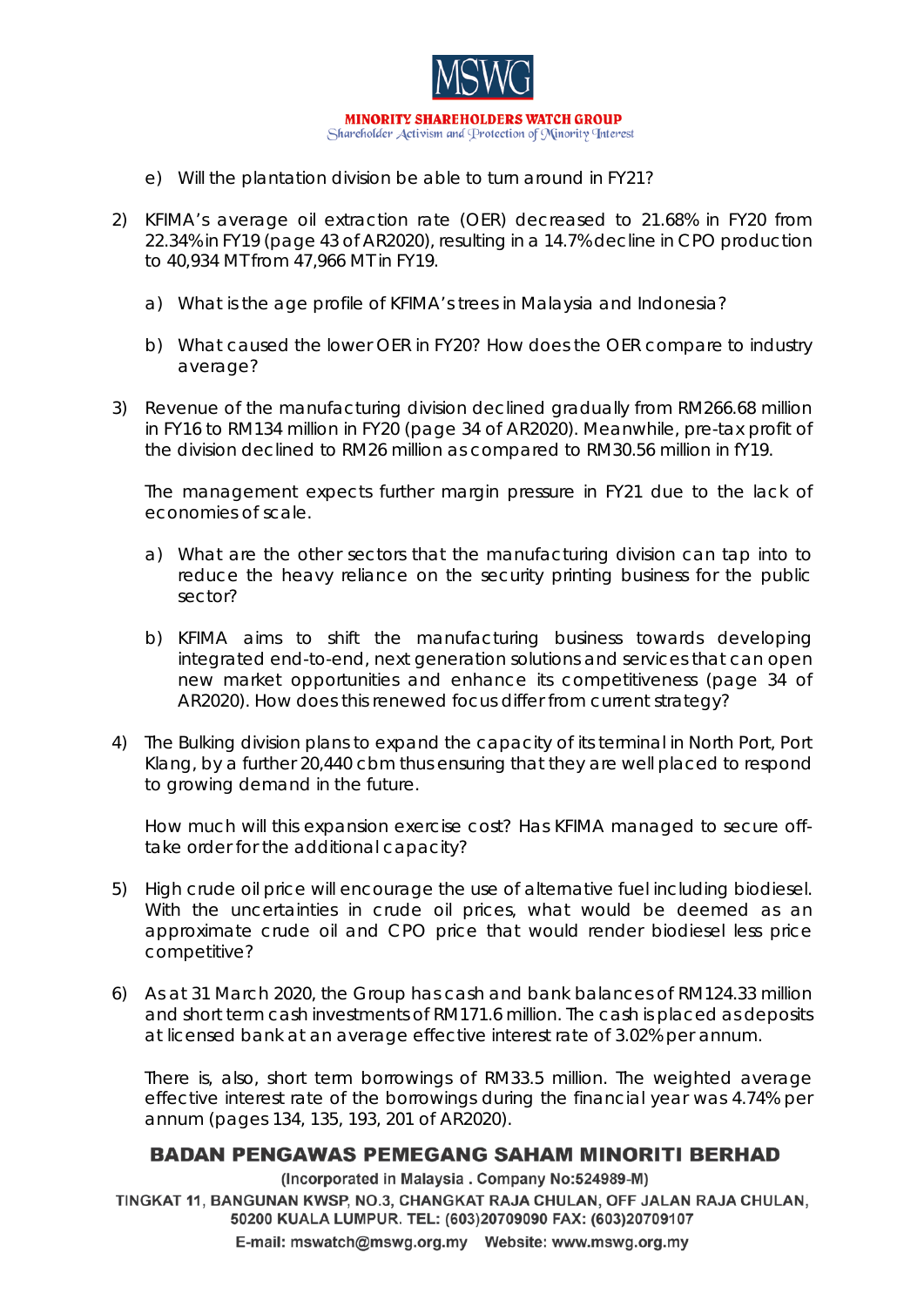e) Will the plantation division be able to turn around in FY21?

2) KFIMA's average oil extraction rate (OER) decreased to 21.68% in FY20 from 22.34% in FY19 (page 43 of AR2020), resulting in a 14.7% decline in CPO production to 40,934 MT from 47,966 MT in FY19.

   a) What is the age profile of KFIMA's trees in Malaysia and Indonesia?

   b) What caused the lower OER in FY20? How does the OER compare to industry average?

3) Revenue of the manufacturing division declined gradually from RM266.68 million in FY16 to RM134 million in FY20 (page 34 of AR2020). Meanwhile, pre-tax profit of the division declined to RM26 million as compared to RM30.56 million in fY19.

   The management expects further margin pressure in FY21 due to the lack of economies of scale.

   a) What are the other sectors that the manufacturing division can tap into to reduce the heavy reliance on the security printing business for the public sector?

   b) KFIMA aims to shift the manufacturing business towards developing integrated end-to-end, next generation solutions and services that can open new market opportunities and enhance its competitiveness (page 34 of AR2020). How does this renewed focus differ from current strategy?

4) The Bulking division plans to expand the capacity of its terminal in North Port, Port Klang, by a further 20,440 cbm thus ensuring that they are well placed to respond to growing demand in the future.

   How much will this expansion exercise cost? Has KFIMA managed to secure off-take order for the additional capacity?

5) High crude oil price will encourage the use of alternative fuel including biodiesel. With the uncertainties in crude oil prices, what would be deemed as an approximate crude oil and CPO price that would render biodiesel less price competitive?

6) As at 31 March 2020, the Group has cash and bank balances of RM124.33 million and short term cash investments of RM171.6 million. The cash is placed as deposits at licensed bank at an average effective interest rate of 3.02% per annum.

   There is, also, short term borrowings of RM33.5 million. The weighted average effective interest rate of the borrowings during the financial year was 4.74% per annum (pages 134, 135, 193, 201 of AR2020).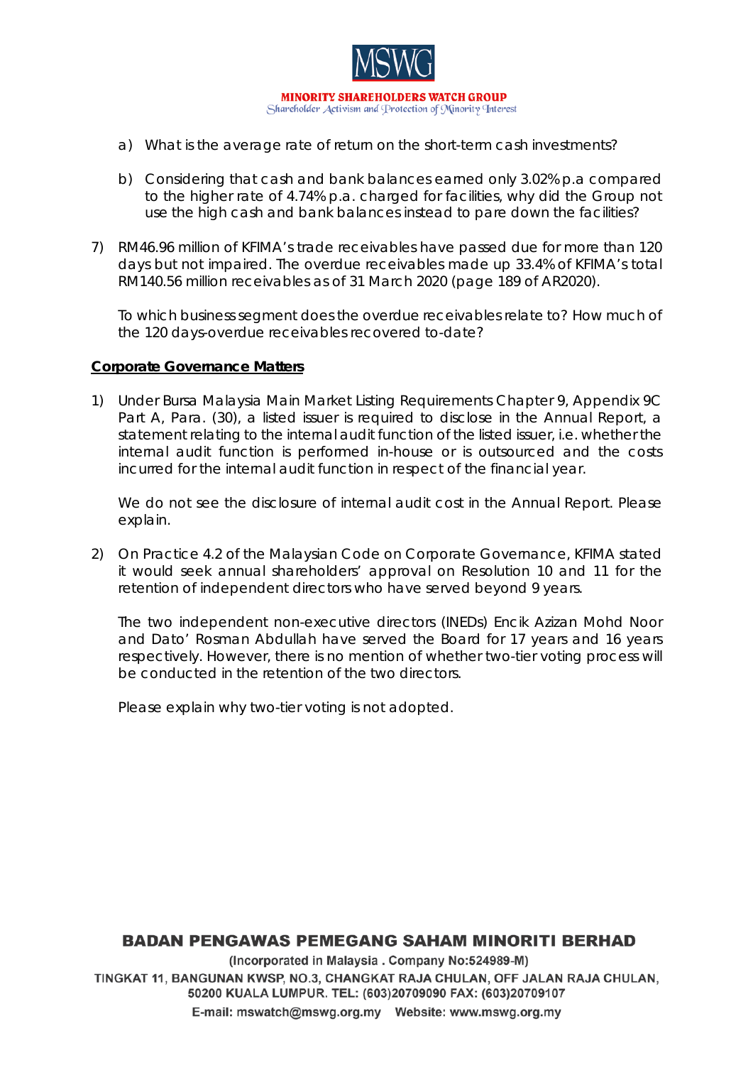a) What is the average rate of return on the short-term cash investments?

b) Considering that cash and bank balances earned only 3.02% p.a compared to the higher rate of 4.74% p.a. charged for facilities, why did the Group not use the high cash and bank balances instead to pare down the facilities?

7) RM46.96 million of KFIMA's trade receivables have passed due for more than 120 days but not impaired. The overdue receivables made up 33.4% of KFIMA's total RM140.56 million receivables as of 31 March 2020 (page 189 of AR2020).

   To which business segment does the overdue receivables relate to? How much of the 120 days-overdue receivables recovered to-date?

**Corporate Governance Matters**

1) Under Bursa Malaysia Main Market Listing Requirements Chapter 9, Appendix 9C Part A, Para. (30), a listed issuer is required to disclose in the Annual Report, a statement relating to the internal audit function of the listed issuer, i.e. whether the internal audit function is performed in-house or is outsourced and the costs incurred for the internal audit function in respect of the financial year.

   We do not see the disclosure of internal audit cost in the Annual Report. Please explain.

2) On Practice 4.2 of the Malaysian Code on Corporate Governance, KFIMA stated it would seek annual shareholders' approval on Resolution 10 and 11 for the retention of independent directors who have served beyond 9 years.

   The two independent non-executive directors (INEDs) Encik Azizan Mohd Noor and Dato' Rosman Abdullah have served the Board for 17 years and 16 years respectively. However, there is no mention of whether two-tier voting process will be conducted in the retention of the two directors.

   Please explain why two-tier voting is not adopted.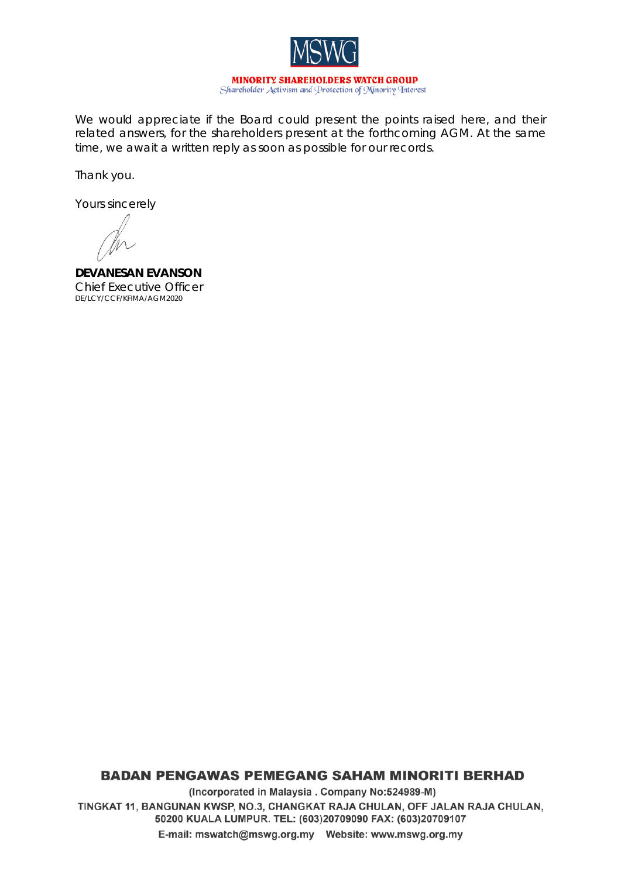We would appreciate if the Board could present the points raised here, and their related answers, for the shareholders present at the forthcoming AGM. At the same time, we await a written reply as soon as possible for our records.

Thank you.

Yours sincerely

**DEVANESAN EVANSON**
Chief Executive Officer
DE/LCY/CCF/KFIMA/AGM2020